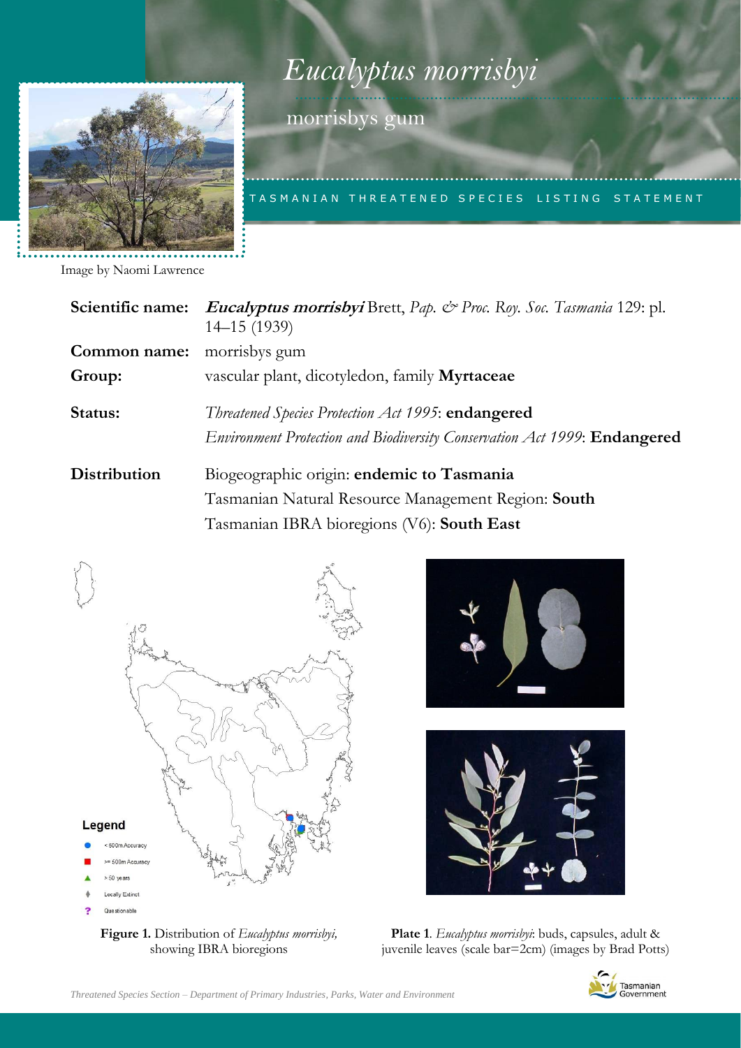# *Eucalyptus morrisbyi*

morrisbys gum

TASMANIAN THREATENED SPECIES LISTING STATEMENT

Image by Naomi Lawrence

**Scientific name:** ***Eucalyptus morrisbyi*** Brett, *Pap. & Proc. Roy. Soc. Tasmania* 129: pl. 14–15 (1939)

**Common name:** morrisbys gum

**Group:** vascular plant, dicotyledon, family **Myrtaceae**

**Status:** *Threatened Species Protection Act 1995*: **endangered**
*Environment Protection and Biodiversity Conservation Act 1999*: **Endangered**

**Distribution** Biogeographic origin: **endemic to Tasmania**
Tasmanian Natural Resource Management Region: **South**
Tasmanian IBRA bioregions (V6): **South East**

Legend
- < 500m Accuracy
- >= 500m Accuracy
- > 50 years
- Locally Extinct
- Questionable

**Figure 1.** Distribution of *Eucalyptus morrisbyi,* showing IBRA bioregions

**Plate 1**. *Eucalyptus morrisbyi*: buds, capsules, adult & juvenile leaves (scale bar=2cm) (images by Brad Potts)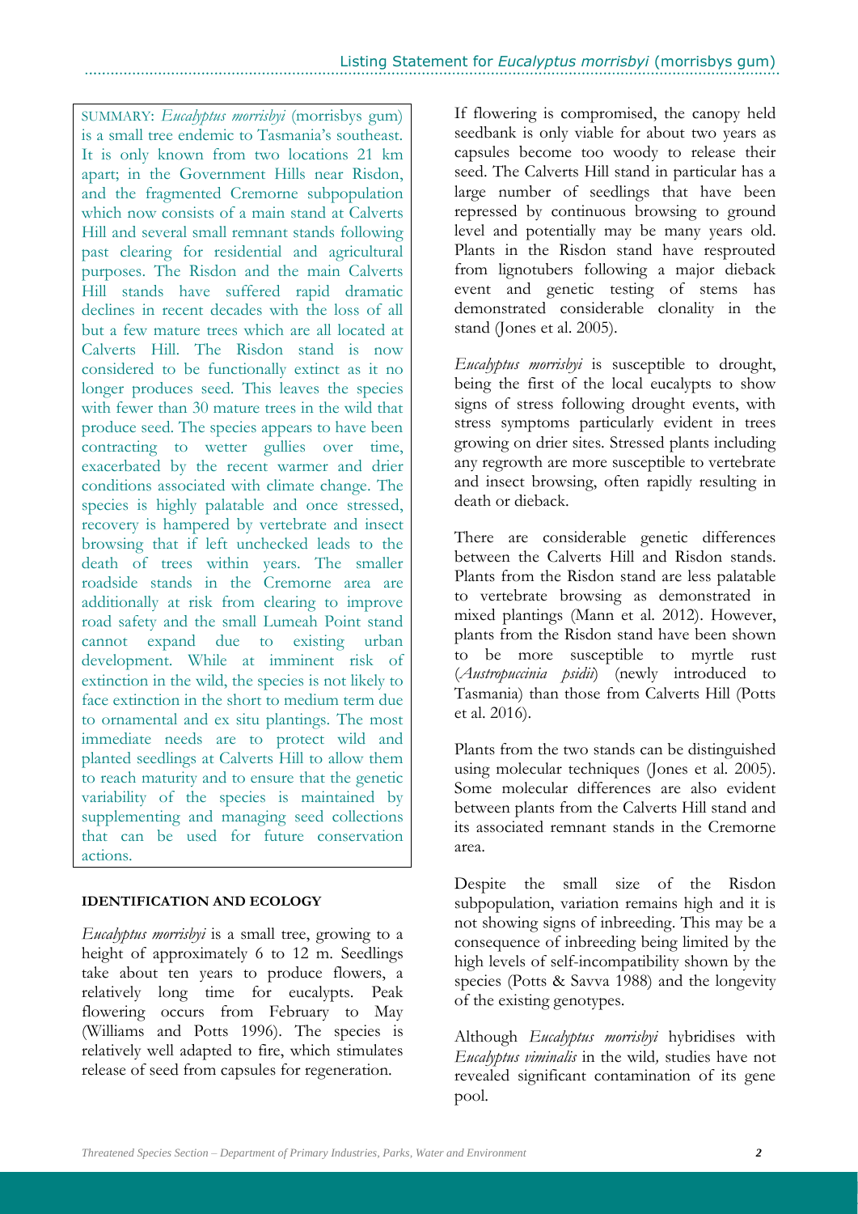SUMMARY: *Eucalyptus morrisbyi* (morrisbys gum) is a small tree endemic to Tasmania's southeast. It is only known from two locations 21 km apart; in the Government Hills near Risdon, and the fragmented Cremorne subpopulation which now consists of a main stand at Calverts Hill and several small remnant stands following past clearing for residential and agricultural purposes. The Risdon and the main Calverts Hill stands have suffered rapid dramatic declines in recent decades with the loss of all but a few mature trees which are all located at Calverts Hill. The Risdon stand is now considered to be functionally extinct as it no longer produces seed. This leaves the species with fewer than 30 mature trees in the wild that produce seed. The species appears to have been contracting to wetter gullies over time, exacerbated by the recent warmer and drier conditions associated with climate change. The species is highly palatable and once stressed, recovery is hampered by vertebrate and insect browsing that if left unchecked leads to the death of trees within years. The smaller roadside stands in the Cremorne area are additionally at risk from clearing to improve road safety and the small Lumeah Point stand cannot expand due to existing urban development. While at imminent risk of extinction in the wild, the species is not likely to face extinction in the short to medium term due to ornamental and ex situ plantings. The most immediate needs are to protect wild and planted seedlings at Calverts Hill to allow them to reach maturity and to ensure that the genetic variability of the species is maintained by supplementing and managing seed collections that can be used for future conservation actions.

**IDENTIFICATION AND ECOLOGY**

*Eucalyptus morrisbyi* is a small tree, growing to a height of approximately 6 to 12 m. Seedlings take about ten years to produce flowers, a relatively long time for eucalypts. Peak flowering occurs from February to May (Williams and Potts 1996). The species is relatively well adapted to fire, which stimulates release of seed from capsules for regeneration.

If flowering is compromised, the canopy held seedbank is only viable for about two years as capsules become too woody to release their seed. The Calverts Hill stand in particular has a large number of seedlings that have been repressed by continuous browsing to ground level and potentially may be many years old. Plants in the Risdon stand have resprouted from lignotubers following a major dieback event and genetic testing of stems has demonstrated considerable clonality in the stand (Jones et al. 2005).

*Eucalyptus morrisbyi* is susceptible to drought, being the first of the local eucalypts to show signs of stress following drought events, with stress symptoms particularly evident in trees growing on drier sites. Stressed plants including any regrowth are more susceptible to vertebrate and insect browsing, often rapidly resulting in death or dieback.

There are considerable genetic differences between the Calverts Hill and Risdon stands. Plants from the Risdon stand are less palatable to vertebrate browsing as demonstrated in mixed plantings (Mann et al. 2012). However, plants from the Risdon stand have been shown to be more susceptible to myrtle rust (*Austropuccinia psidii*) (newly introduced to Tasmania) than those from Calverts Hill (Potts et al. 2016).

Plants from the two stands can be distinguished using molecular techniques (Jones et al. 2005). Some molecular differences are also evident between plants from the Calverts Hill stand and its associated remnant stands in the Cremorne area.

Despite the small size of the Risdon subpopulation, variation remains high and it is not showing signs of inbreeding. This may be a consequence of inbreeding being limited by the high levels of self-incompatibility shown by the species (Potts & Savva 1988) and the longevity of the existing genotypes.

Although *Eucalyptus morrisbyi* hybridises with *Eucalyptus viminalis* in the wild, studies have not revealed significant contamination of its gene pool.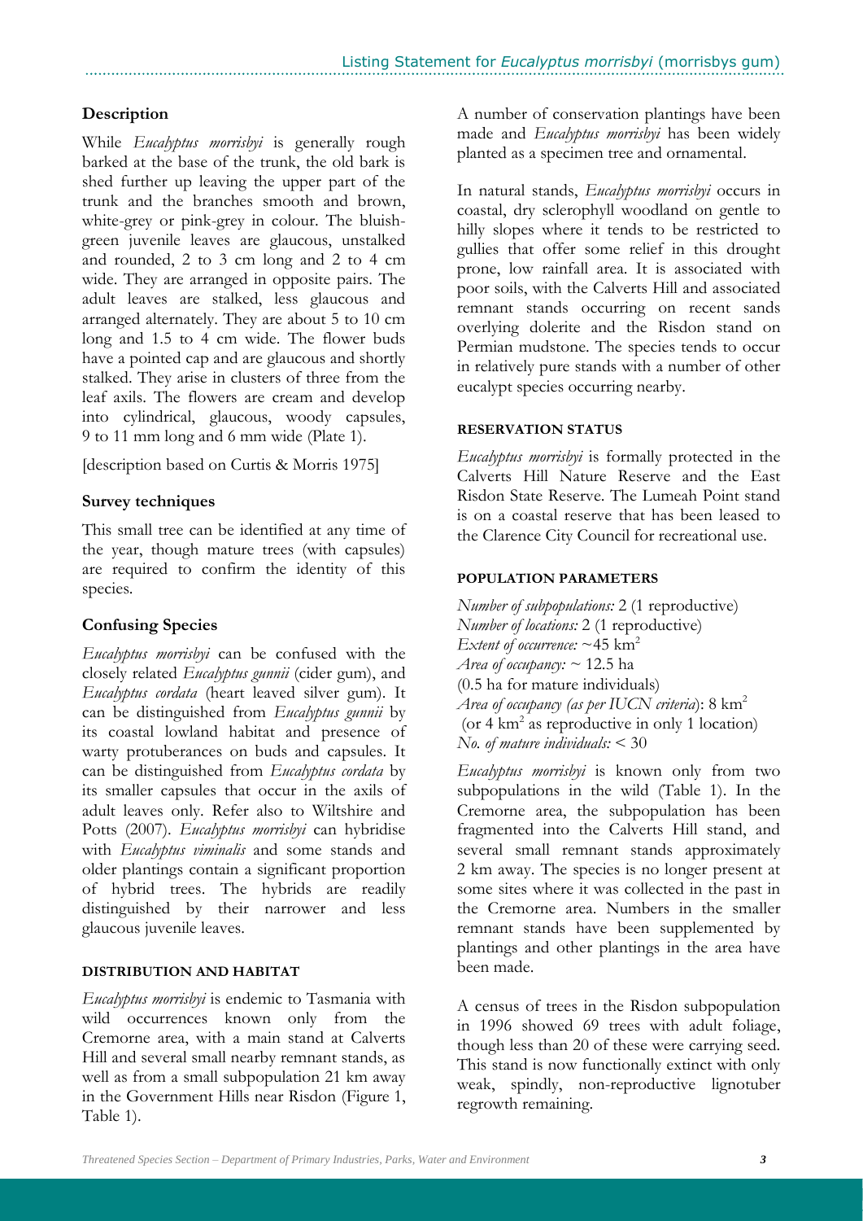## Description

While *Eucalyptus morrisbyi* is generally rough barked at the base of the trunk, the old bark is shed further up leaving the upper part of the trunk and the branches smooth and brown, white-grey or pink-grey in colour. The bluish-green juvenile leaves are glaucous, unstalked and rounded, 2 to 3 cm long and 2 to 4 cm wide. They are arranged in opposite pairs. The adult leaves are stalked, less glaucous and arranged alternately. They are about 5 to 10 cm long and 1.5 to 4 cm wide. The flower buds have a pointed cap and are glaucous and shortly stalked. They arise in clusters of three from the leaf axils. The flowers are cream and develop into cylindrical, glaucous, woody capsules, 9 to 11 mm long and 6 mm wide (Plate 1).

[description based on Curtis & Morris 1975]

## Survey techniques

This small tree can be identified at any time of the year, though mature trees (with capsules) are required to confirm the identity of this species.

## Confusing Species

*Eucalyptus morrisbyi* can be confused with the closely related *Eucalyptus gunnii* (cider gum), and *Eucalyptus cordata* (heart leaved silver gum). It can be distinguished from *Eucalyptus gunnii* by its coastal lowland habitat and presence of warty protuberances on buds and capsules. It can be distinguished from *Eucalyptus cordata* by its smaller capsules that occur in the axils of adult leaves only. Refer also to Wiltshire and Potts (2007). *Eucalyptus morrisbyi* can hybridise with *Eucalyptus viminalis* and some stands and older plantings contain a significant proportion of hybrid trees. The hybrids are readily distinguished by their narrower and less glaucous juvenile leaves.

### DISTRIBUTION AND HABITAT

*Eucalyptus morrisbyi* is endemic to Tasmania with wild occurrences known only from the Cremorne area, with a main stand at Calverts Hill and several small nearby remnant stands, as well as from a small subpopulation 21 km away in the Government Hills near Risdon (Figure 1, Table 1).

A number of conservation plantings have been made and *Eucalyptus morrisbyi* has been widely planted as a specimen tree and ornamental.

In natural stands, *Eucalyptus morrisbyi* occurs in coastal, dry sclerophyll woodland on gentle to hilly slopes where it tends to be restricted to gullies that offer some relief in this drought prone, low rainfall area. It is associated with poor soils, with the Calverts Hill and associated remnant stands occurring on recent sands overlying dolerite and the Risdon stand on Permian mudstone. The species tends to occur in relatively pure stands with a number of other eucalypt species occurring nearby.

### RESERVATION STATUS

*Eucalyptus morrisbyi* is formally protected in the Calverts Hill Nature Reserve and the East Risdon State Reserve. The Lumeah Point stand is on a coastal reserve that has been leased to the Clarence City Council for recreational use.

### POPULATION PARAMETERS

*Number of subpopulations:* 2 (1 reproductive)
*Number of locations:* 2 (1 reproductive)
*Extent of occurrence:* ~45 km$^2$
*Area of occupancy:* ~ 12.5 ha
(0.5 ha for mature individuals)
*Area of occupancy (as per IUCN criteria)*: 8 km$^2$
(or 4 km$^2$ as reproductive in only 1 location)
*No. of mature individuals:* < 30

*Eucalyptus morrisbyi* is known only from two subpopulations in the wild (Table 1). In the Cremorne area, the subpopulation has been fragmented into the Calverts Hill stand, and several small remnant stands approximately 2 km away. The species is no longer present at some sites where it was collected in the past in the Cremorne area. Numbers in the smaller remnant stands have been supplemented by plantings and other plantings in the area have been made.

A census of trees in the Risdon subpopulation in 1996 showed 69 trees with adult foliage, though less than 20 of these were carrying seed. This stand is now functionally extinct with only weak, spindly, non-reproductive lignotuber regrowth remaining.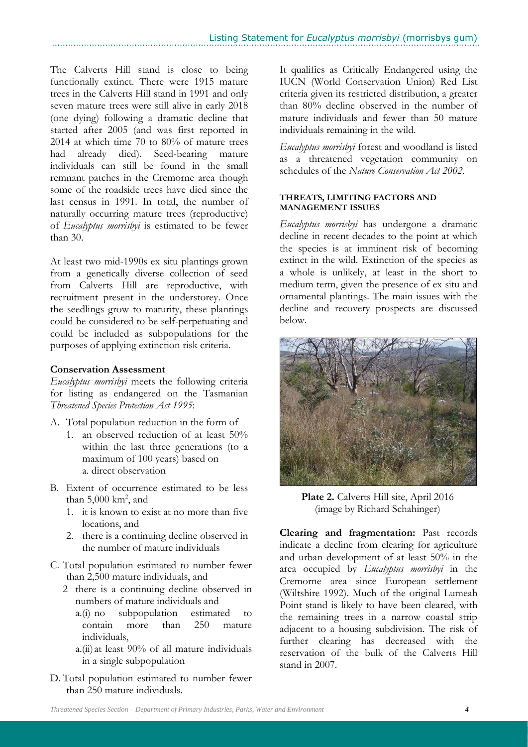The Calverts Hill stand is close to being functionally extinct. There were 1915 mature trees in the Calverts Hill stand in 1991 and only seven mature trees were still alive in early 2018 (one dying) following a dramatic decline that started after 2005 (and was first reported in 2014 at which time 70 to 80% of mature trees had already died). Seed-bearing mature individuals can still be found in the small remnant patches in the Cremorne area though some of the roadside trees have died since the last census in 1991. In total, the number of naturally occurring mature trees (reproductive) of *Eucalyptus morrisbyi* is estimated to be fewer than 30.

At least two mid-1990s ex situ plantings grown from a genetically diverse collection of seed from Calverts Hill are reproductive, with recruitment present in the understorey. Once the seedlings grow to maturity, these plantings could be considered to be self-perpetuating and could be included as subpopulations for the purposes of applying extinction risk criteria.

**Conservation Assessment**

*Eucalyptus morrisbyi* meets the following criteria for listing as endangered on the Tasmanian *Threatened Species Protection Act 1995*:

A. Total population reduction in the form of
   1. an observed reduction of at least 50% within the last three generations (to a maximum of 100 years) based on
      a. direct observation

B. Extent of occurrence estimated to be less than 5,000 km$^2$, and
   1. it is known to exist at no more than five locations, and
   2. there is a continuing decline observed in the number of mature individuals

C. Total population estimated to number fewer than 2,500 mature individuals, and
   2 there is a continuing decline observed in numbers of mature individuals and
      a.(i) no subpopulation estimated to contain more than 250 mature individuals,
      a.(ii) at least 90% of all mature individuals in a single subpopulation

D. Total population estimated to number fewer than 250 mature individuals.

It qualifies as Critically Endangered using the IUCN (World Conservation Union) Red List criteria given its restricted distribution, a greater than 80% decline observed in the number of mature individuals and fewer than 50 mature individuals remaining in the wild.

*Eucalyptus morrisbyi* forest and woodland is listed as a threatened vegetation community on schedules of the *Nature Conservation Act 2002*.

#### THREATS, LIMITING FACTORS AND MANAGEMENT ISSUES

*Eucalyptus morrisbyi* has undergone a dramatic decline in recent decades to the point at which the species is at imminent risk of becoming extinct in the wild. Extinction of the species as a whole is unlikely, at least in the short to medium term, given the presence of ex situ and ornamental plantings. The main issues with the decline and recovery prospects are discussed below.

**Plate 2.** Calverts Hill site, April 2016 (image by Richard Schahinger)

**Clearing and fragmentation:** Past records indicate a decline from clearing for agriculture and urban development of at least 50% in the area occupied by *Eucalyptus morrisbyi* in the Cremorne area since European settlement (Wiltshire 1992). Much of the original Lumeah Point stand is likely to have been cleared, with the remaining trees in a narrow coastal strip adjacent to a housing subdivision. The risk of further clearing has decreased with the reservation of the bulk of the Calverts Hill stand in 2007.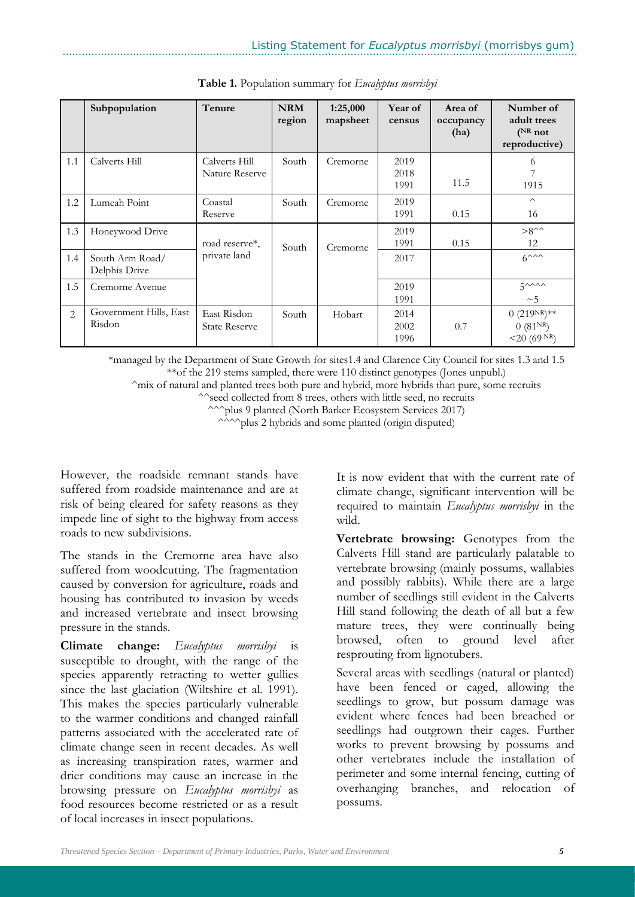**Table 1.** Population summary for *Eucalyptus morrisbyi*

| | Subpopulation | Tenure | NRM region | 1:25,000 mapsheet | Year of census | Area of occupancy (ha) | Number of adult trees ([NR] not reproductive) |
|---|---|---|---|---|---|---|---|
| 1.1 | Calverts Hill | Calverts Hill Nature Reserve | South | Cremorne | 2019<br>2018<br>1991 | 11.5 | 6<br>7<br>1915 |
| 1.2 | Lumeah Point | Coastal Reserve | South | Cremorne | 2019<br>1991 | 0.15 | ^<br>16 |
| 1.3 | Honeywood Drive | road reserve*, private land | South | Cremorne | 2019<br>1991 | 0.15 | >8^^<br>12 |
| 1.4 | South Arm Road/ Delphis Drive | | | | 2017 | | 6^^^ |
| 1.5 | Cremorne Avenue | | | | 2019<br>1991 | | 5^^^^<br>~5 |
| 2 | Government Hills, East Risdon | East Risdon State Reserve | South | Hobart | 2014<br>2002<br>1996 | 0.7 | 0 (219[NR])**<br>0 (81[NR])<br><20 (69[NR]) |

*managed by the Department of State Growth for sites1.4 and Clarence City Council for sites 1.3 and 1.5

**of the 219 stems sampled, there were 110 distinct genotypes (Jones unpubl.)

^mix of natural and planted trees both pure and hybrid, more hybrids than pure, some recruits

^^seed collected from 8 trees, others with little seed, no recruits

^^^plus 9 planted (North Barker Ecosystem Services 2017)

^^^^plus 2 hybrids and some planted (origin disputed)

However, the roadside remnant stands have suffered from roadside maintenance and are at risk of being cleared for safety reasons as they impede line of sight to the highway from access roads to new subdivisions.

The stands in the Cremorne area have also suffered from woodcutting. The fragmentation caused by conversion for agriculture, roads and housing has contributed to invasion by weeds and increased vertebrate and insect browsing pressure in the stands.

**Climate change:** *Eucalyptus morrisbyi* is susceptible to drought, with the range of the species apparently retracting to wetter gullies since the last glaciation (Wiltshire et al. 1991). This makes the species particularly vulnerable to the warmer conditions and changed rainfall patterns associated with the accelerated rate of climate change seen in recent decades. As well as increasing transpiration rates, warmer and drier conditions may cause an increase in the browsing pressure on *Eucalyptus morrisbyi* as food resources become restricted or as a result of local increases in insect populations.

It is now evident that with the current rate of climate change, significant intervention will be required to maintain *Eucalyptus morrisbyi* in the wild.

**Vertebrate browsing:** Genotypes from the Calverts Hill stand are particularly palatable to vertebrate browsing (mainly possums, wallabies and possibly rabbits). While there are a large number of seedlings still evident in the Calverts Hill stand following the death of all but a few mature trees, they were continually being browsed, often to ground level after resprouting from lignotubers.

Several areas with seedlings (natural or planted) have been fenced or caged, allowing the seedlings to grow, but possum damage was evident where fences had been breached or seedlings had outgrown their cages. Further works to prevent browsing by possums and other vertebrates include the installation of perimeter and some internal fencing, cutting of overhanging branches, and relocation of possums.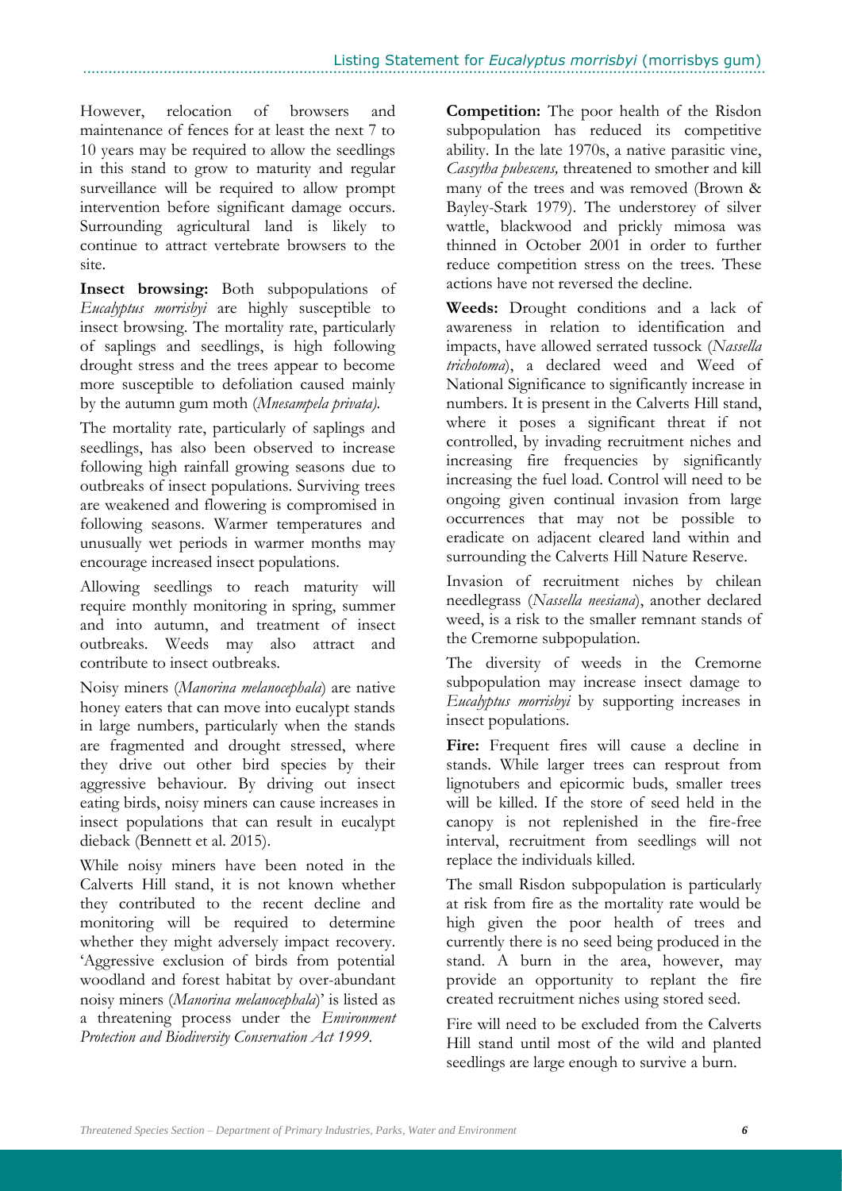However, relocation of browsers and maintenance of fences for at least the next 7 to 10 years may be required to allow the seedlings in this stand to grow to maturity and regular surveillance will be required to allow prompt intervention before significant damage occurs. Surrounding agricultural land is likely to continue to attract vertebrate browsers to the site.

**Insect browsing:** Both subpopulations of *Eucalyptus morrisbyi* are highly susceptible to insect browsing. The mortality rate, particularly of saplings and seedlings, is high following drought stress and the trees appear to become more susceptible to defoliation caused mainly by the autumn gum moth (*Mnesampela privata).*

The mortality rate, particularly of saplings and seedlings, has also been observed to increase following high rainfall growing seasons due to outbreaks of insect populations. Surviving trees are weakened and flowering is compromised in following seasons. Warmer temperatures and unusually wet periods in warmer months may encourage increased insect populations.

Allowing seedlings to reach maturity will require monthly monitoring in spring, summer and into autumn, and treatment of insect outbreaks. Weeds may also attract and contribute to insect outbreaks.

Noisy miners (*Manorina melanocephala*) are native honey eaters that can move into eucalypt stands in large numbers, particularly when the stands are fragmented and drought stressed, where they drive out other bird species by their aggressive behaviour. By driving out insect eating birds, noisy miners can cause increases in insect populations that can result in eucalypt dieback (Bennett et al. 2015).

While noisy miners have been noted in the Calverts Hill stand, it is not known whether they contributed to the recent decline and monitoring will be required to determine whether they might adversely impact recovery. 'Aggressive exclusion of birds from potential woodland and forest habitat by over-abundant noisy miners (*Manorina melanocephala*)' is listed as a threatening process under the *Environment Protection and Biodiversity Conservation Act 1999.*

**Competition:** The poor health of the Risdon subpopulation has reduced its competitive ability. In the late 1970s, a native parasitic vine, *Cassytha pubescens,* threatened to smother and kill many of the trees and was removed (Brown & Bayley-Stark 1979). The understorey of silver wattle, blackwood and prickly mimosa was thinned in October 2001 in order to further reduce competition stress on the trees. These actions have not reversed the decline.

**Weeds:** Drought conditions and a lack of awareness in relation to identification and impacts, have allowed serrated tussock (*Nassella trichotoma*), a declared weed and Weed of National Significance to significantly increase in numbers. It is present in the Calverts Hill stand, where it poses a significant threat if not controlled, by invading recruitment niches and increasing fire frequencies by significantly increasing the fuel load. Control will need to be ongoing given continual invasion from large occurrences that may not be possible to eradicate on adjacent cleared land within and surrounding the Calverts Hill Nature Reserve.

Invasion of recruitment niches by chilean needlegrass (*Nassella neesiana*), another declared weed, is a risk to the smaller remnant stands of the Cremorne subpopulation.

The diversity of weeds in the Cremorne subpopulation may increase insect damage to *Eucalyptus morrisbyi* by supporting increases in insect populations.

**Fire:** Frequent fires will cause a decline in stands. While larger trees can resprout from lignotubers and epicormic buds, smaller trees will be killed. If the store of seed held in the canopy is not replenished in the fire-free interval, recruitment from seedlings will not replace the individuals killed.

The small Risdon subpopulation is particularly at risk from fire as the mortality rate would be high given the poor health of trees and currently there is no seed being produced in the stand. A burn in the area, however, may provide an opportunity to replant the fire created recruitment niches using stored seed.

Fire will need to be excluded from the Calverts Hill stand until most of the wild and planted seedlings are large enough to survive a burn.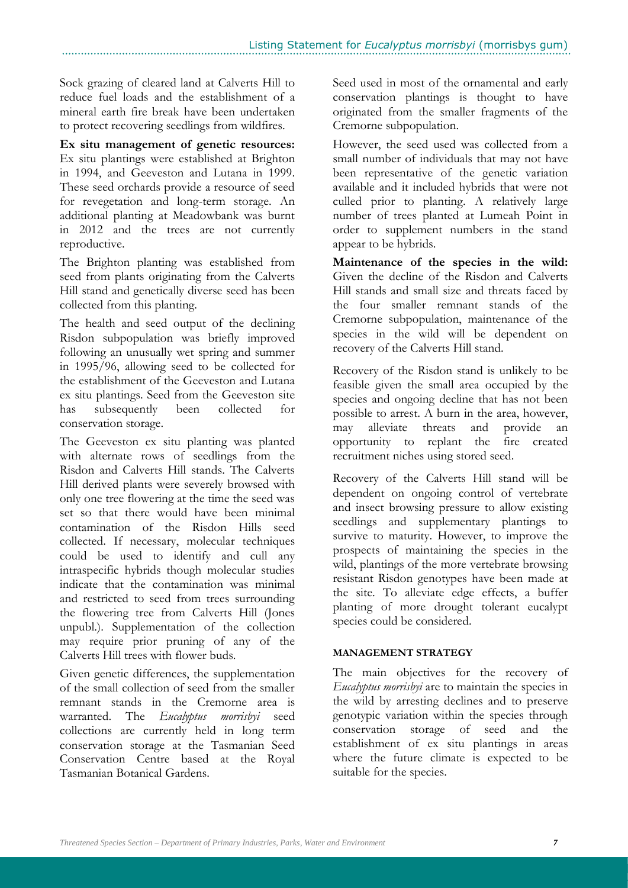Sock grazing of cleared land at Calverts Hill to reduce fuel loads and the establishment of a mineral earth fire break have been undertaken to protect recovering seedlings from wildfires.

**Ex situ management of genetic resources:** Ex situ plantings were established at Brighton in 1994, and Geeveston and Lutana in 1999. These seed orchards provide a resource of seed for revegetation and long-term storage. An additional planting at Meadowbank was burnt in 2012 and the trees are not currently reproductive.

The Brighton planting was established from seed from plants originating from the Calverts Hill stand and genetically diverse seed has been collected from this planting.

The health and seed output of the declining Risdon subpopulation was briefly improved following an unusually wet spring and summer in 1995/96, allowing seed to be collected for the establishment of the Geeveston and Lutana ex situ plantings. Seed from the Geeveston site has subsequently been collected for conservation storage.

The Geeveston ex situ planting was planted with alternate rows of seedlings from the Risdon and Calverts Hill stands. The Calverts Hill derived plants were severely browsed with only one tree flowering at the time the seed was set so that there would have been minimal contamination of the Risdon Hills seed collected. If necessary, molecular techniques could be used to identify and cull any intraspecific hybrids though molecular studies indicate that the contamination was minimal and restricted to seed from trees surrounding the flowering tree from Calverts Hill (Jones unpubl.). Supplementation of the collection may require prior pruning of any of the Calverts Hill trees with flower buds.

Given genetic differences, the supplementation of the small collection of seed from the smaller remnant stands in the Cremorne area is warranted. The *Eucalyptus morrisbyi* seed collections are currently held in long term conservation storage at the Tasmanian Seed Conservation Centre based at the Royal Tasmanian Botanical Gardens.

Seed used in most of the ornamental and early conservation plantings is thought to have originated from the smaller fragments of the Cremorne subpopulation.

However, the seed used was collected from a small number of individuals that may not have been representative of the genetic variation available and it included hybrids that were not culled prior to planting. A relatively large number of trees planted at Lumeah Point in order to supplement numbers in the stand appear to be hybrids.

**Maintenance of the species in the wild:** Given the decline of the Risdon and Calverts Hill stands and small size and threats faced by the four smaller remnant stands of the Cremorne subpopulation, maintenance of the species in the wild will be dependent on recovery of the Calverts Hill stand.

Recovery of the Risdon stand is unlikely to be feasible given the small area occupied by the species and ongoing decline that has not been possible to arrest. A burn in the area, however, may alleviate threats and provide an opportunity to replant the fire created recruitment niches using stored seed.

Recovery of the Calverts Hill stand will be dependent on ongoing control of vertebrate and insect browsing pressure to allow existing seedlings and supplementary plantings to survive to maturity. However, to improve the prospects of maintaining the species in the wild, plantings of the more vertebrate browsing resistant Risdon genotypes have been made at the site. To alleviate edge effects, a buffer planting of more drought tolerant eucalypt species could be considered.

## MANAGEMENT STRATEGY

The main objectives for the recovery of *Eucalyptus morrisbyi* are to maintain the species in the wild by arresting declines and to preserve genotypic variation within the species through conservation storage of seed and the establishment of ex situ plantings in areas where the future climate is expected to be suitable for the species.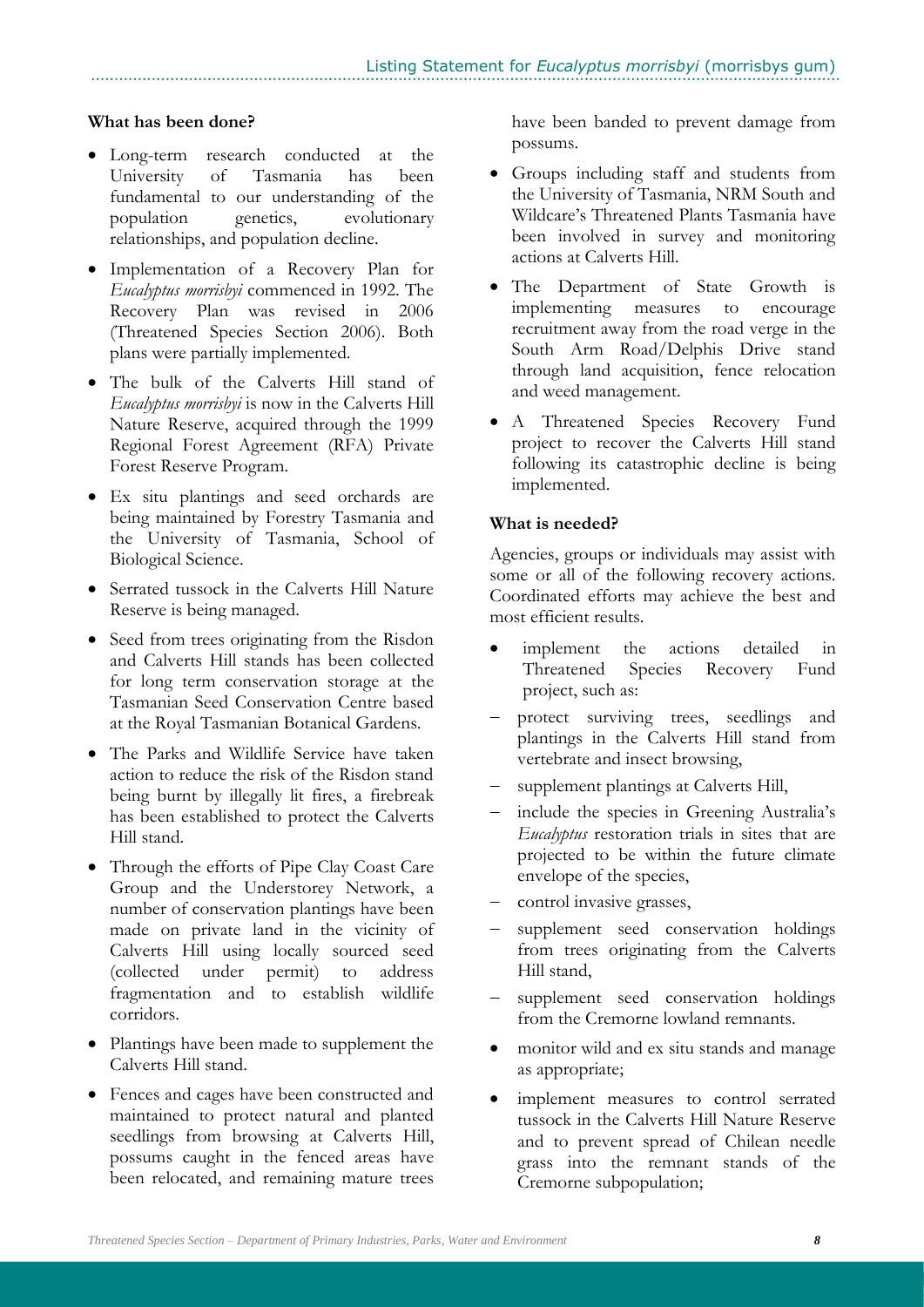**What has been done?**

- Long-term research conducted at the University of Tasmania has been fundamental to our understanding of the population genetics, evolutionary relationships, and population decline.
- Implementation of a Recovery Plan for *Eucalyptus morrisbyi* commenced in 1992. The Recovery Plan was revised in 2006 (Threatened Species Section 2006). Both plans were partially implemented.
- The bulk of the Calverts Hill stand of *Eucalyptus morrisbyi* is now in the Calverts Hill Nature Reserve, acquired through the 1999 Regional Forest Agreement (RFA) Private Forest Reserve Program.
- Ex situ plantings and seed orchards are being maintained by Forestry Tasmania and the University of Tasmania, School of Biological Science.
- Serrated tussock in the Calverts Hill Nature Reserve is being managed.
- Seed from trees originating from the Risdon and Calverts Hill stands has been collected for long term conservation storage at the Tasmanian Seed Conservation Centre based at the Royal Tasmanian Botanical Gardens.
- The Parks and Wildlife Service have taken action to reduce the risk of the Risdon stand being burnt by illegally lit fires, a firebreak has been established to protect the Calverts Hill stand.
- Through the efforts of Pipe Clay Coast Care Group and the Understorey Network, a number of conservation plantings have been made on private land in the vicinity of Calverts Hill using locally sourced seed (collected under permit) to address fragmentation and to establish wildlife corridors.
- Plantings have been made to supplement the Calverts Hill stand.
- Fences and cages have been constructed and maintained to protect natural and planted seedlings from browsing at Calverts Hill, possums caught in the fenced areas have been relocated, and remaining mature trees have been banded to prevent damage from possums.
- Groups including staff and students from the University of Tasmania, NRM South and Wildcare's Threatened Plants Tasmania have been involved in survey and monitoring actions at Calverts Hill.
- The Department of State Growth is implementing measures to encourage recruitment away from the road verge in the South Arm Road/Delphis Drive stand through land acquisition, fence relocation and weed management.
- A Threatened Species Recovery Fund project to recover the Calverts Hill stand following its catastrophic decline is being implemented.

**What is needed?**

Agencies, groups or individuals may assist with some or all of the following recovery actions. Coordinated efforts may achieve the best and most efficient results.

- implement the actions detailed in Threatened Species Recovery Fund project, such as:
  - protect surviving trees, seedlings and plantings in the Calverts Hill stand from vertebrate and insect browsing,
  - supplement plantings at Calverts Hill,
  - include the species in Greening Australia's *Eucalyptus* restoration trials in sites that are projected to be within the future climate envelope of the species,
  - control invasive grasses,
  - supplement seed conservation holdings from trees originating from the Calverts Hill stand,
  - supplement seed conservation holdings from the Cremorne lowland remnants.
- monitor wild and ex situ stands and manage as appropriate;
- implement measures to control serrated tussock in the Calverts Hill Nature Reserve and to prevent spread of Chilean needle grass into the remnant stands of the Cremorne subpopulation;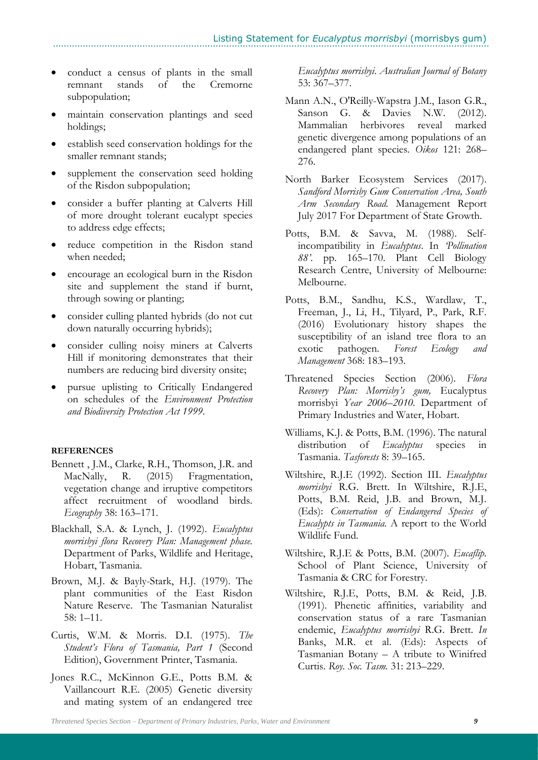- conduct a census of plants in the small remnant stands of the Cremorne subpopulation;
- maintain conservation plantings and seed holdings;
- establish seed conservation holdings for the smaller remnant stands;
- supplement the conservation seed holding of the Risdon subpopulation;
- consider a buffer planting at Calverts Hill of more drought tolerant eucalypt species to address edge effects;
- reduce competition in the Risdon stand when needed;
- encourage an ecological burn in the Risdon site and supplement the stand if burnt, through sowing or planting;
- consider culling planted hybrids (do not cut down naturally occurring hybrids);
- consider culling noisy miners at Calverts Hill if monitoring demonstrates that their numbers are reducing bird diversity onsite;
- pursue uplisting to Critically Endangered on schedules of the *Environment Protection and Biodiversity Protection Act 1999*.

**REFERENCES**

Bennett , J.M., Clarke, R.H., Thomson, J.R. and MacNally, R. (2015) Fragmentation, vegetation change and irruptive competitors affect recruitment of woodland birds. *Ecography* 38: 163–171.

Blackhall, S.A. & Lynch, J. (1992). *Eucalyptus morrisbyi flora Recovery Plan: Management phase.* Department of Parks, Wildlife and Heritage, Hobart, Tasmania.

Brown, M.J. & Bayly-Stark, H.J. (1979). The plant communities of the East Risdon Nature Reserve. The Tasmanian Naturalist 58: 1–11.

Curtis, W.M. & Morris. D.I. (1975). *The Student's Flora of Tasmania, Part 1* (Second Edition), Government Printer, Tasmania.

Jones R.C., McKinnon G.E., Potts B.M. & Vaillancourt R.E. (2005) Genetic diversity and mating system of an endangered tree *Eucalyptus morrisbyi*. *Australian Journal of Botany* 53: 367–377.

Mann A.N., O'Reilly-Wapstra J.M., Iason G.R., Sanson G. & Davies N.W. (2012). Mammalian herbivores reveal marked genetic divergence among populations of an endangered plant species. *Oikos* 121: 268–276.

North Barker Ecosystem Services (2017). *Sandford Morrisby Gum Conservation Area, South Arm Secondary Road.* Management Report July 2017 For Department of State Growth.

Potts, B.M. & Savva, M. (1988). Self-incompatibility in *Eucalyptus*. In *'Pollination 88'.* pp. 165–170. Plant Cell Biology Research Centre, University of Melbourne: Melbourne.

Potts, B.M., Sandhu, K.S., Wardlaw, T., Freeman, J., Li, H., Tilyard, P., Park, R.F. (2016) Evolutionary history shapes the susceptibility of an island tree flora to an exotic pathogen. *Forest Ecology and Management* 368: 183–193.

Threatened Species Section (2006). *Flora Recovery Plan: Morrisby's gum,* Eucalyptus morrisbyi *Year 2006–2010.* Department of Primary Industries and Water, Hobart.

Williams, K.J. & Potts, B.M. (1996). The natural distribution of *Eucalyptus* species in Tasmania. *Tasforests* 8: 39–165.

Wiltshire, R.J.E (1992). Section III. *Eucalyptus morrisbyi* R.G. Brett. In Wiltshire, R.J.E, Potts, B.M. Reid, J.B. and Brown, M.J. (Eds): *Conservation of Endangered Species of Eucalypts in Tasmania.* A report to the World Wildlife Fund.

Wiltshire, R.J.E & Potts, B.M. (2007). *Eucaflip.* School of Plant Science, University of Tasmania & CRC for Forestry.

Wiltshire, R.J.E, Potts, B.M. & Reid, J.B. (1991). Phenetic affinities, variability and conservation status of a rare Tasmanian endemic, *Eucalyptus morrisbyi* R.G. Brett. *In* Banks, M.R. et al. (Eds): Aspects of Tasmanian Botany – A tribute to Winifred Curtis. *Roy. Soc. Tasm.* 31: 213–229.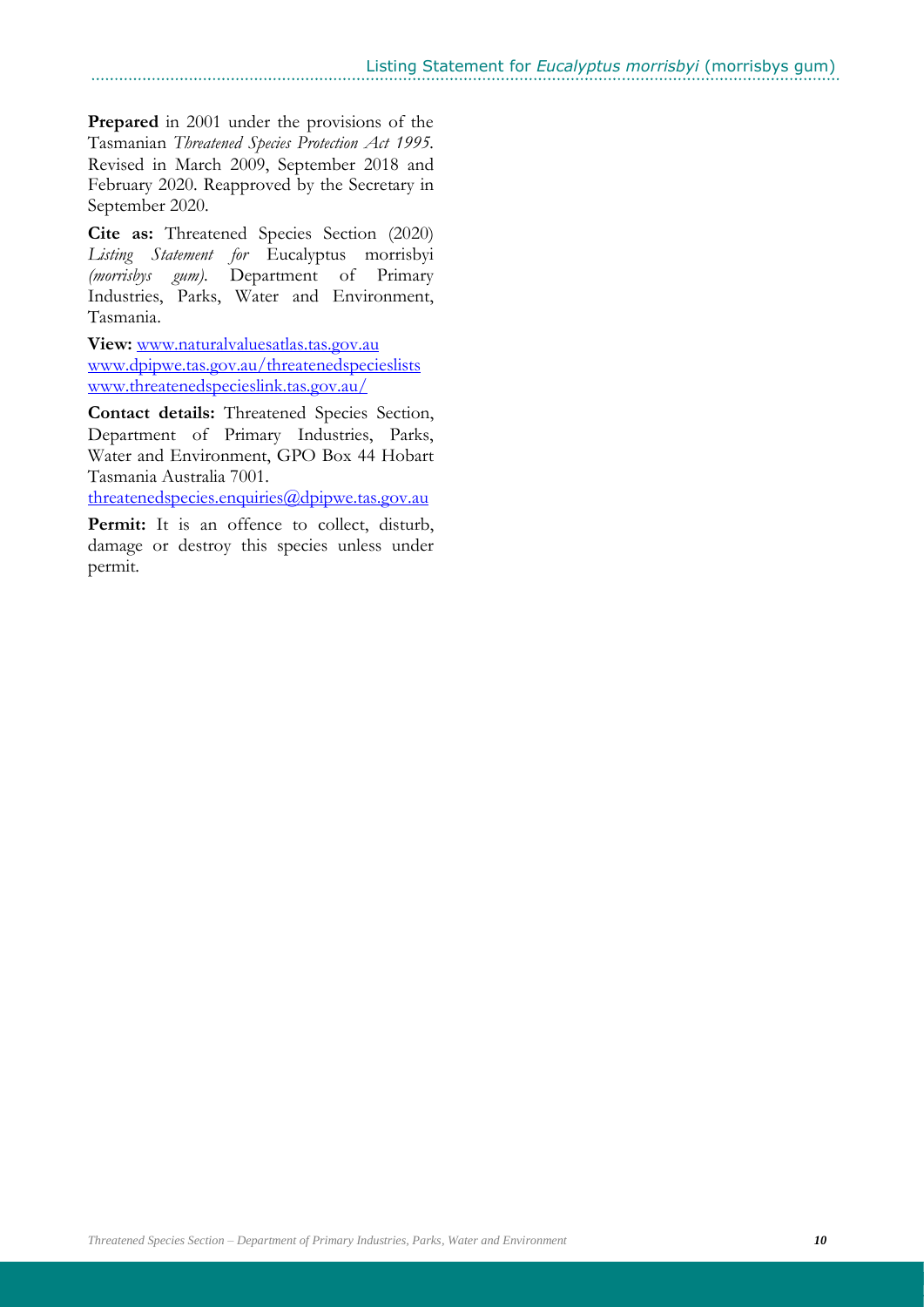**Prepared** in 2001 under the provisions of the Tasmanian *Threatened Species Protection Act 1995*. Revised in March 2009, September 2018 and February 2020. Reapproved by the Secretary in September 2020.

**Cite as:** Threatened Species Section (2020) *Listing Statement for* Eucalyptus morrisbyi *(morrisbys gum)*. Department of Primary Industries, Parks, Water and Environment, Tasmania.

**View:** www.naturalvaluesatlas.tas.gov.au
www.dpipwe.tas.gov.au/threatenedspecieslists
www.threatenedspecieslink.tas.gov.au/

**Contact details:** Threatened Species Section, Department of Primary Industries, Parks, Water and Environment, GPO Box 44 Hobart Tasmania Australia 7001.
threatenedspecies.enquiries@dpipwe.tas.gov.au

**Permit:** It is an offence to collect, disturb, damage or destroy this species unless under permit.